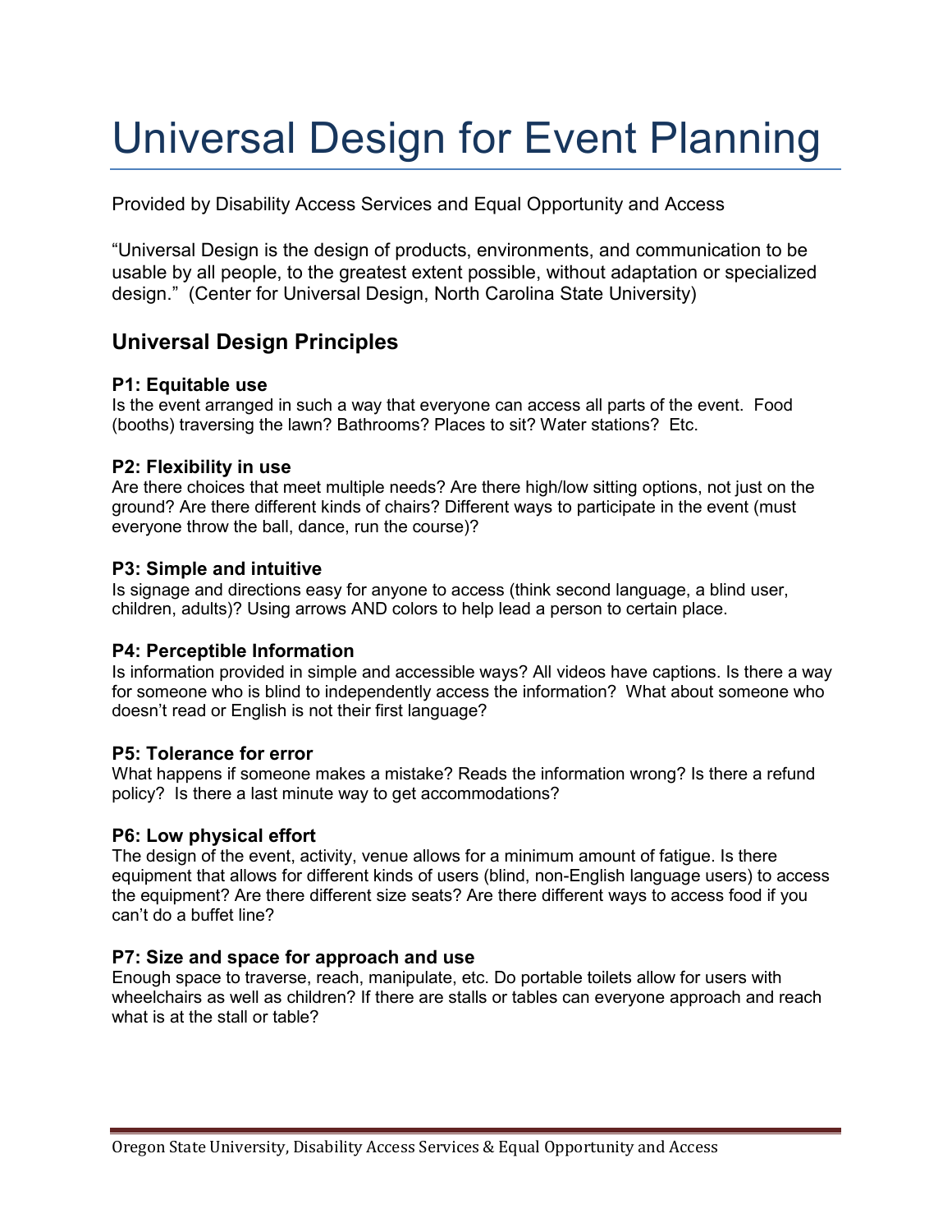# Universal Design for Event Planning

Provided by Disability Access Services and Equal Opportunity and Access

"Universal Design is the design of products, environments, and communication to be usable by all people, to the greatest extent possible, without adaptation or specialized design." (Center for Universal Design, North Carolina State University)

## Universal Design Principles

### P1: Equitable use

Is the event arranged in such a way that everyone can access all parts of the event. Food (booths) traversing the lawn? Bathrooms? Places to sit? Water stations? Etc.

### P2: Flexibility in use

Are there choices that meet multiple needs? Are there high/low sitting options, not just on the ground? Are there different kinds of chairs? Different ways to participate in the event (must everyone throw the ball, dance, run the course)?

### P3: Simple and intuitive

Is signage and directions easy for anyone to access (think second language, a blind user, children, adults)? Using arrows AND colors to help lead a person to certain place.

### P4: Perceptible Information

Is information provided in simple and accessible ways? All videos have captions. Is there a way for someone who is blind to independently access the information? What about someone who doesn't read or English is not their first language?

### P5: Tolerance for error

What happens if someone makes a mistake? Reads the information wrong? Is there a refund policy? Is there a last minute way to get accommodations?

### P6: Low physical effort

The design of the event, activity, venue allows for a minimum amount of fatigue. Is there equipment that allows for different kinds of users (blind, non-English language users) to access the equipment? Are there different size seats? Are there different ways to access food if you can't do a buffet line?

### P7: Size and space for approach and use

Enough space to traverse, reach, manipulate, etc. Do portable toilets allow for users with wheelchairs as well as children? If there are stalls or tables can everyone approach and reach what is at the stall or table?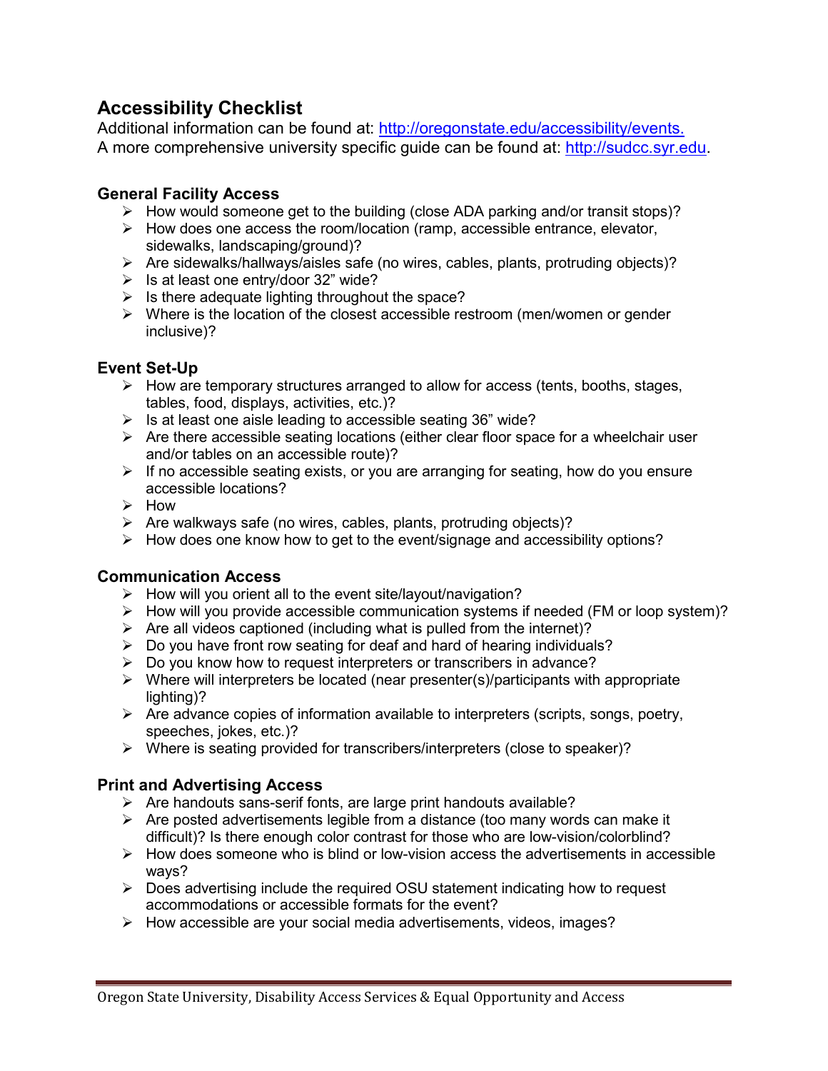## Accessibility Checklist

Additional information can be found at: [http://oregonstate.edu/accessibility/events.](http://oregonstate.edu/accessibility/events)
A more comprehensive university specific guide can be found at: [http://sudcc.syr.edu](http://sudcc.syr.edu).

### General Facility Access

- How would someone get to the building (close ADA parking and/or transit stops)?
- How does one access the room/location (ramp, accessible entrance, elevator, sidewalks, landscaping/ground)?
- Are sidewalks/hallways/aisles safe (no wires, cables, plants, protruding objects)?
- Is at least one entry/door 32" wide?
- Is there adequate lighting throughout the space?
- Where is the location of the closest accessible restroom (men/women or gender inclusive)?

### Event Set-Up

- How are temporary structures arranged to allow for access (tents, booths, stages, tables, food, displays, activities, etc.)?
- Is at least one aisle leading to accessible seating 36" wide?
- Are there accessible seating locations (either clear floor space for a wheelchair user and/or tables on an accessible route)?
- If no accessible seating exists, or you are arranging for seating, how do you ensure accessible locations?
- How
- Are walkways safe (no wires, cables, plants, protruding objects)?
- How does one know how to get to the event/signage and accessibility options?

### Communication Access

- How will you orient all to the event site/layout/navigation?
- How will you provide accessible communication systems if needed (FM or loop system)?
- Are all videos captioned (including what is pulled from the internet)?
- Do you have front row seating for deaf and hard of hearing individuals?
- Do you know how to request interpreters or transcribers in advance?
- Where will interpreters be located (near presenter(s)/participants with appropriate lighting)?
- Are advance copies of information available to interpreters (scripts, songs, poetry, speeches, jokes, etc.)?
- Where is seating provided for transcribers/interpreters (close to speaker)?

### Print and Advertising Access

- Are handouts sans-serif fonts, are large print handouts available?
- Are posted advertisements legible from a distance (too many words can make it difficult)? Is there enough color contrast for those who are low-vision/colorblind?
- How does someone who is blind or low-vision access the advertisements in accessible ways?
- Does advertising include the required OSU statement indicating how to request accommodations or accessible formats for the event?
- How accessible are your social media advertisements, videos, images?